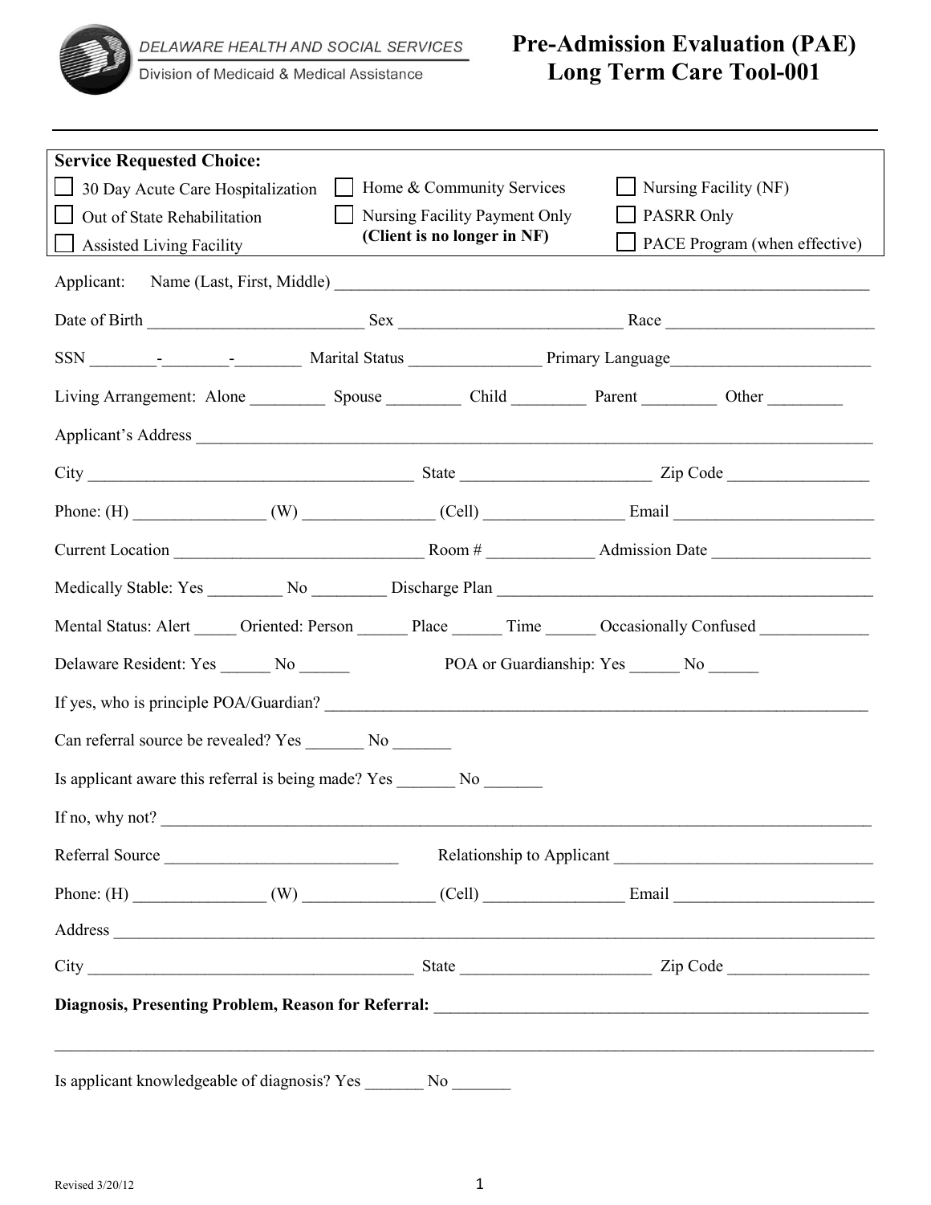DELAWARE HEALTH AND SOCIAL SERVICES
Division of Medicaid & Medical Assistance

# Pre-Admission Evaluation (PAE) Long Term Care Tool-001

---

**Service Requested Choice:**

- ☐ 30 Day Acute Care Hospitalization
- ☐ Out of State Rehabilitation
- ☐ Assisted Living Facility
- ☐ Home & Community Services
- ☐ Nursing Facility Payment Only **(Client is no longer in NF)**
- ☐ Nursing Facility (NF)
- ☐ PASRR Only
- ☐ PACE Program (when effective)

Applicant: Name (Last, First, Middle) ______________________________

Date of Birth ____________ Sex ____________ Race ____________

SSN ______-______-______ Marital Status ____________ Primary Language ____________

Living Arrangement: Alone ________ Spouse ________ Child ________ Parent ________ Other ________

Applicant's Address ______________________________

City ____________________ State ____________ Zip Code ____________

Phone: (H) ____________ (W) ____________ (Cell) ____________ Email ____________

Current Location ____________________ Room # ________ Admission Date ____________

Medically Stable: Yes ________ No ________ Discharge Plan ______________________________

Mental Status: Alert _____ Oriented: Person ______ Place ______ Time ______ Occasionally Confused ____________

Delaware Resident: Yes ______ No ______ POA or Guardianship: Yes ______ No ______

If yes, who is principle POA/Guardian? ______________________________

Can referral source be revealed? Yes _______ No _______

Is applicant aware this referral is being made? Yes _______ No _______

If no, why not? ______________________________

Referral Source ____________________ Relationship to Applicant ____________________

Phone: (H) ____________ (W) ____________ (Cell) ____________ Email ____________

Address ______________________________

City ____________________ State ____________ Zip Code ____________

**Diagnosis, Presenting Problem, Reason for Referral:** ______________________________

______________________________

Is applicant knowledgeable of diagnosis? Yes _______ No _______

Revised 3/20/12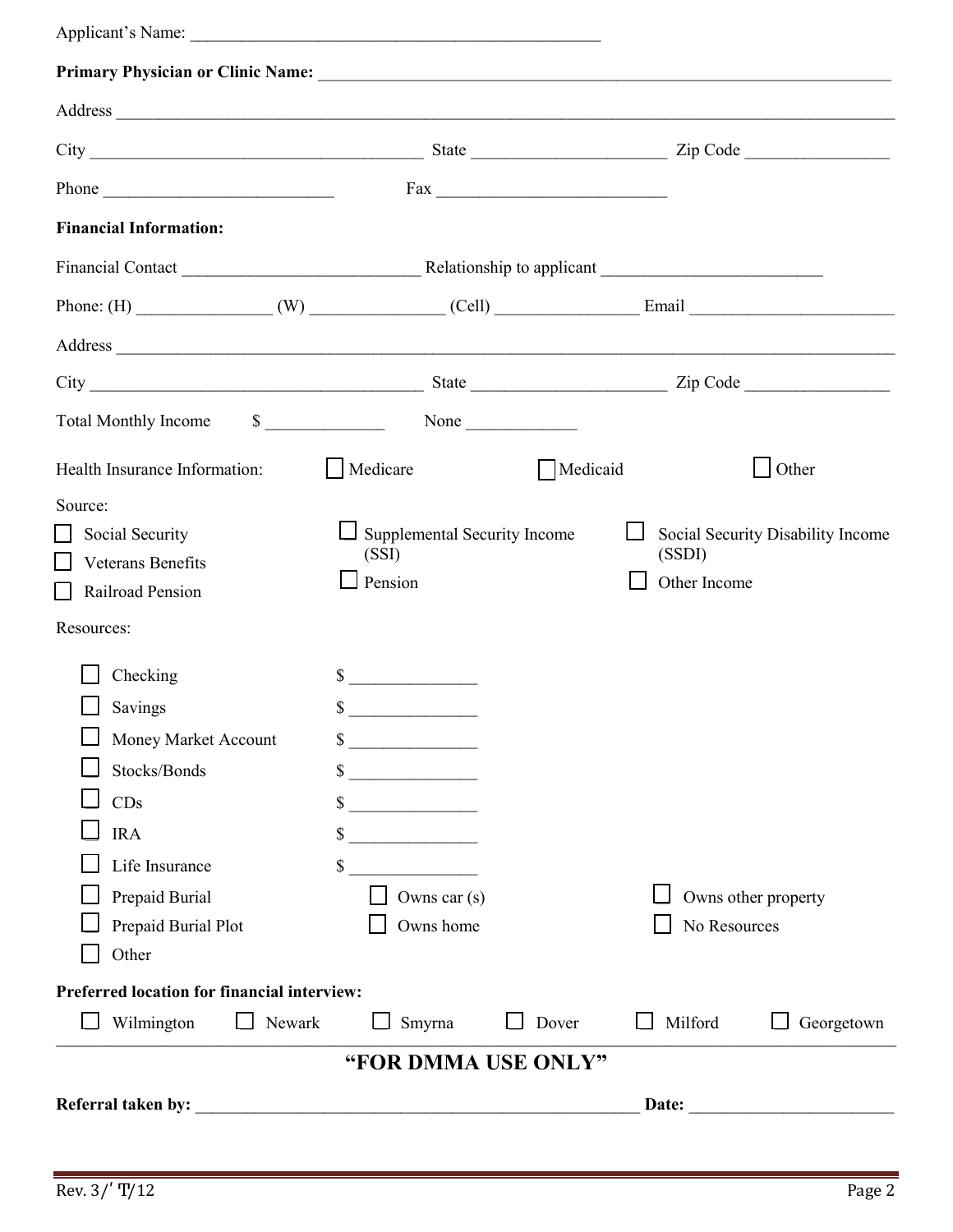Applicant's Name: _______________________________________________

**Primary Physician or Clinic Name:** _______________________________________________

Address _______________________________________________

City ______________________________ State ____________________ Zip Code ______________

Phone ______________________ Fax ______________________

**Financial Information:**

Financial Contact ______________________ Relationship to applicant ______________________

Phone: (H) ______________ (W) ______________ (Cell) ______________ Email ____________________

Address _______________________________________________

City ______________________________ State ____________________ Zip Code ______________

Total Monthly Income $ ____________ None ___________

Health Insurance Information: ☐ Medicare ☐ Medicaid ☐ Other

Source:

- ☐ Social Security
- ☐ Veterans Benefits
- ☐ Railroad Pension
- ☐ Supplemental Security Income (SSI)
- ☐ Pension
- ☐ Social Security Disability Income (SSDI)
- ☐ Other Income

Resources:

- ☐ Checking $ _____________
- ☐ Savings $ _____________
- ☐ Money Market Account $ _____________
- ☐ Stocks/Bonds $ _____________
- ☐ CDs $ _____________
- ☐ IRA $ _____________
- ☐ Life Insurance $ _____________
- ☐ Prepaid Burial
- ☐ Prepaid Burial Plot
- ☐ Other
- ☐ Owns car (s)
- ☐ Owns home
- ☐ Owns other property
- ☐ No Resources

**Preferred location for financial interview:**

☐ Wilmington ☐ Newark ☐ Smyrna ☐ Dover ☐ Milford ☐ Georgetown

---

**"FOR DMMA USE ONLY"**

**Referral taken by:** ______________________________________ **Date:** ____________________

Rev. 3/'T/12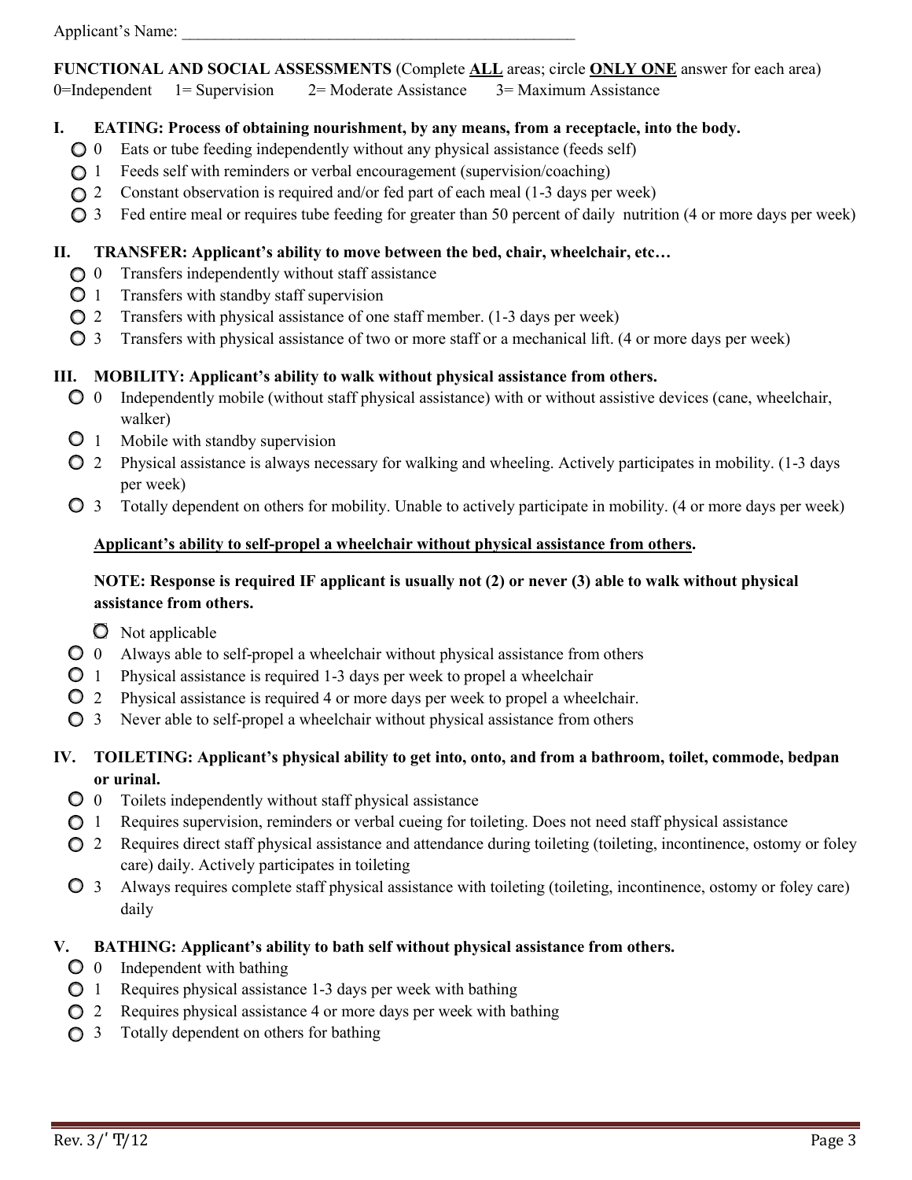Applicant's Name: _______________________________________________

**FUNCTIONAL AND SOCIAL ASSESSMENTS** (Complete **ALL** areas; circle **ONLY ONE** answer for each area)
0=Independent 1= Supervision 2= Moderate Assistance 3= Maximum Assistance

## I. EATING: Process of obtaining nourishment, by any means, from a receptacle, into the body.

- ○ 0 Eats or tube feeding independently without any physical assistance (feeds self)
- ○ 1 Feeds self with reminders or verbal encouragement (supervision/coaching)
- ○ 2 Constant observation is required and/or fed part of each meal (1-3 days per week)
- ○ 3 Fed entire meal or requires tube feeding for greater than 50 percent of daily nutrition (4 or more days per week)

## II. TRANSFER: Applicant's ability to move between the bed, chair, wheelchair, etc…

- ○ 0 Transfers independently without staff assistance
- ○ 1 Transfers with standby staff supervision
- ○ 2 Transfers with physical assistance of one staff member. (1-3 days per week)
- ○ 3 Transfers with physical assistance of two or more staff or a mechanical lift. (4 or more days per week)

## III. MOBILITY: Applicant's ability to walk without physical assistance from others.

- ○ 0 Independently mobile (without staff physical assistance) with or without assistive devices (cane, wheelchair, walker)
- ○ 1 Mobile with standby supervision
- ○ 2 Physical assistance is always necessary for walking and wheeling. Actively participates in mobility. (1-3 days per week)
- ○ 3 Totally dependent on others for mobility. Unable to actively participate in mobility. (4 or more days per week)

**Applicant's ability to self-propel a wheelchair without physical assistance from others.**

**NOTE: Response is required IF applicant is usually not (2) or never (3) able to walk without physical assistance from others.**

- ○ Not applicable
- ○ 0 Always able to self-propel a wheelchair without physical assistance from others
- ○ 1 Physical assistance is required 1-3 days per week to propel a wheelchair
- ○ 2 Physical assistance is required 4 or more days per week to propel a wheelchair.
- ○ 3 Never able to self-propel a wheelchair without physical assistance from others

## IV. TOILETING: Applicant's physical ability to get into, onto, and from a bathroom, toilet, commode, bedpan or urinal.

- ○ 0 Toilets independently without staff physical assistance
- ○ 1 Requires supervision, reminders or verbal cueing for toileting. Does not need staff physical assistance
- ○ 2 Requires direct staff physical assistance and attendance during toileting (toileting, incontinence, ostomy or foley care) daily. Actively participates in toileting
- ○ 3 Always requires complete staff physical assistance with toileting (toileting, incontinence, ostomy or foley care) daily

## V. BATHING: Applicant's ability to bath self without physical assistance from others.

- ○ 0 Independent with bathing
- ○ 1 Requires physical assistance 1-3 days per week with bathing
- ○ 2 Requires physical assistance 4 or more days per week with bathing
- ○ 3 Totally dependent on others for bathing

Rev. 3/'T/12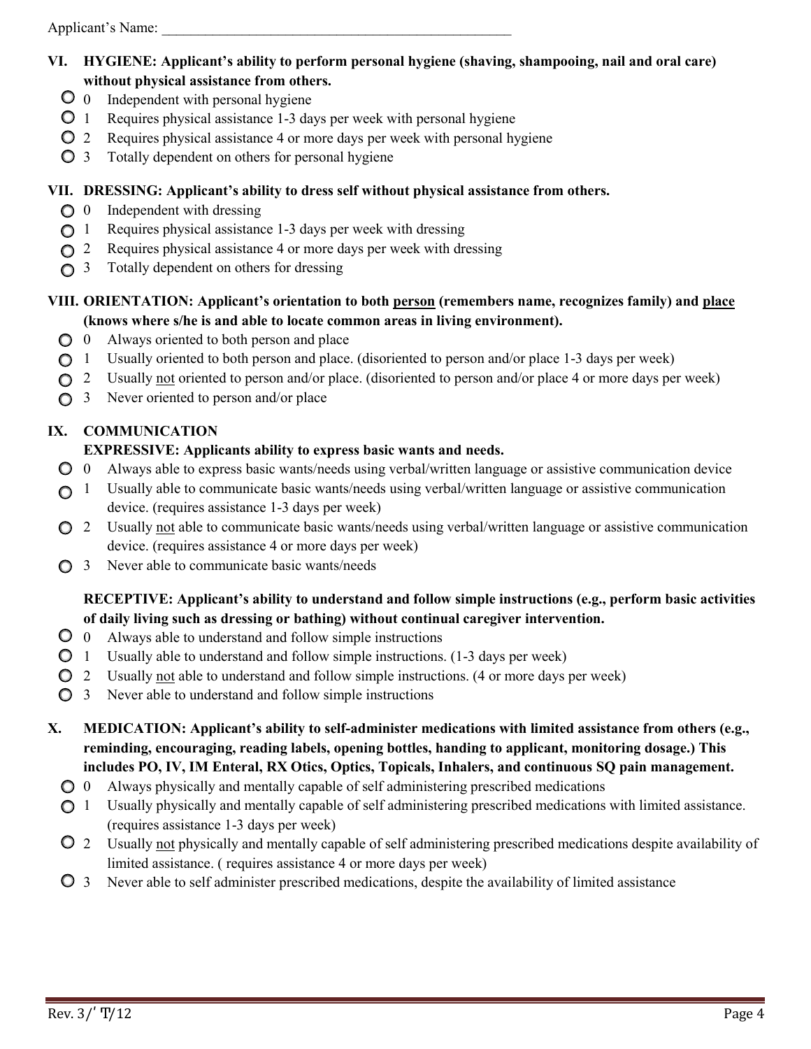Applicant's Name: ___________________________________________________

**VI. HYGIENE: Applicant's ability to perform personal hygiene (shaving, shampooing, nail and oral care) without physical assistance from others.**

- ○ 0 Independent with personal hygiene
- ○ 1 Requires physical assistance 1-3 days per week with personal hygiene
- ○ 2 Requires physical assistance 4 or more days per week with personal hygiene
- ○ 3 Totally dependent on others for personal hygiene

**VII. DRESSING: Applicant's ability to dress self without physical assistance from others.**

- ○ 0 Independent with dressing
- ○ 1 Requires physical assistance 1-3 days per week with dressing
- ○ 2 Requires physical assistance 4 or more days per week with dressing
- ○ 3 Totally dependent on others for dressing

**VIII. ORIENTATION: Applicant's orientation to both <u>person</u> (remembers name, recognizes family) and <u>place</u> (knows where s/he is and able to locate common areas in living environment).**

- ○ 0 Always oriented to both person and place
- ○ 1 Usually oriented to both person and place. (disoriented to person and/or place 1-3 days per week)
- ○ 2 Usually <u>not</u> oriented to person and/or place. (disoriented to person and/or place 4 or more days per week)
- ○ 3 Never oriented to person and/or place

**IX. COMMUNICATION**

**EXPRESSIVE: Applicants ability to express basic wants and needs.**

- ○ 0 Always able to express basic wants/needs using verbal/written language or assistive communication device
- ○ 1 Usually able to communicate basic wants/needs using verbal/written language or assistive communication device. (requires assistance 1-3 days per week)
- ○ 2 Usually <u>not</u> able to communicate basic wants/needs using verbal/written language or assistive communication device. (requires assistance 4 or more days per week)
- ○ 3 Never able to communicate basic wants/needs

**RECEPTIVE: Applicant's ability to understand and follow simple instructions (e.g., perform basic activities of daily living such as dressing or bathing) without continual caregiver intervention.**

- ○ 0 Always able to understand and follow simple instructions
- ○ 1 Usually able to understand and follow simple instructions. (1-3 days per week)
- ○ 2 Usually <u>not</u> able to understand and follow simple instructions. (4 or more days per week)
- ○ 3 Never able to understand and follow simple instructions

**X. MEDICATION: Applicant's ability to self-administer medications with limited assistance from others (e.g., reminding, encouraging, reading labels, opening bottles, handing to applicant, monitoring dosage.) This includes PO, IV, IM Enteral, RX Otics, Optics, Topicals, Inhalers, and continuous SQ pain management.**

- ○ 0 Always physically and mentally capable of self administering prescribed medications
- ○ 1 Usually physically and mentally capable of self administering prescribed medications with limited assistance. (requires assistance 1-3 days per week)
- ○ 2 Usually <u>not</u> physically and mentally capable of self administering prescribed medications despite availability of limited assistance. ( requires assistance 4 or more days per week)
- ○ 3 Never able to self administer prescribed medications, despite the availability of limited assistance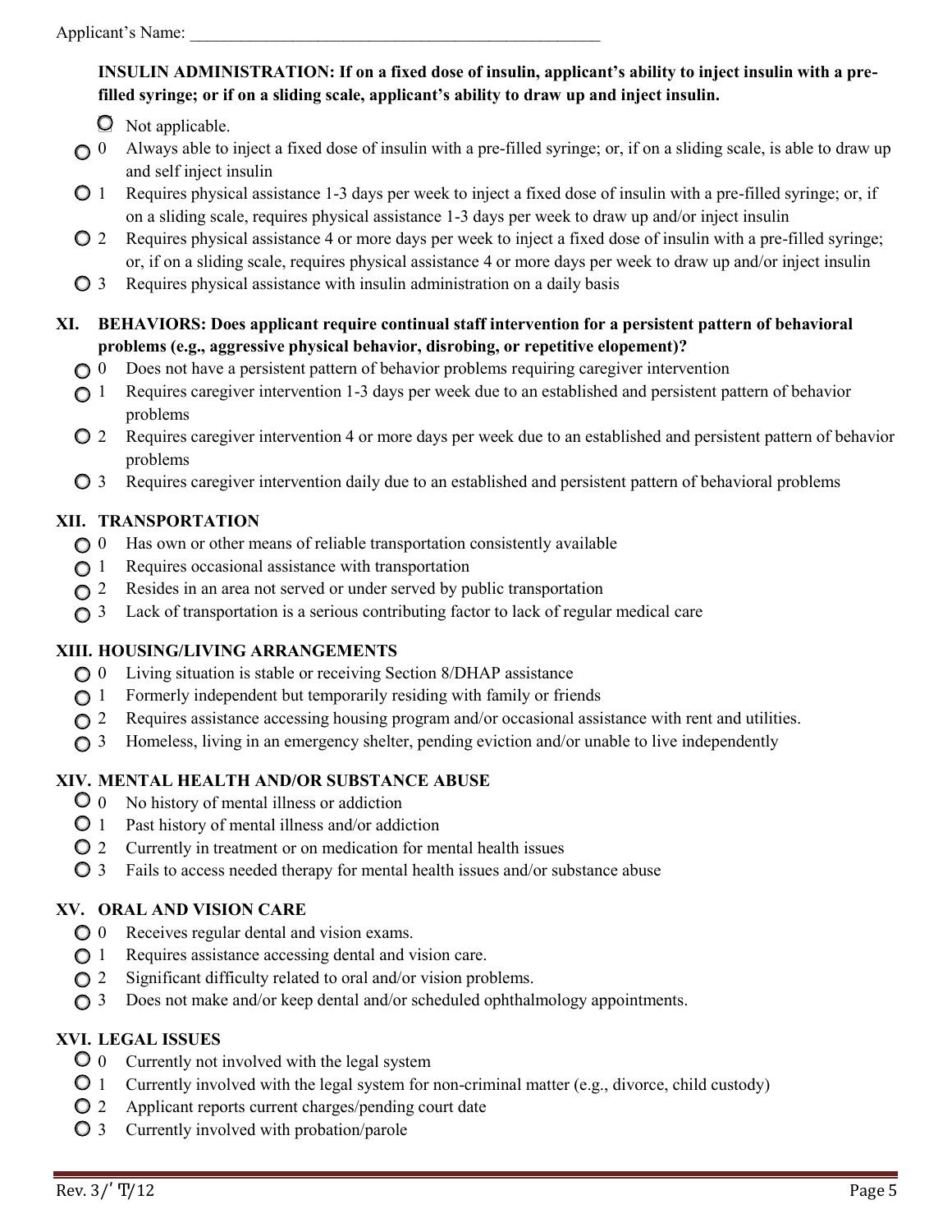Applicant's Name: ___________________________________________________

**INSULIN ADMINISTRATION: If on a fixed dose of insulin, applicant's ability to inject insulin with a pre-filled syringe; or if on a sliding scale, applicant's ability to draw up and inject insulin.**

- ○ Not applicable.
- ○ 0 Always able to inject a fixed dose of insulin with a pre-filled syringe; or, if on a sliding scale, is able to draw up and self inject insulin
- ○ 1 Requires physical assistance 1-3 days per week to inject a fixed dose of insulin with a pre-filled syringe; or, if on a sliding scale, requires physical assistance 1-3 days per week to draw up and/or inject insulin
- ○ 2 Requires physical assistance 4 or more days per week to inject a fixed dose of insulin with a pre-filled syringe; or, if on a sliding scale, requires physical assistance 4 or more days per week to draw up and/or inject insulin
- ○ 3 Requires physical assistance with insulin administration on a daily basis

## XI. BEHAVIORS: Does applicant require continual staff intervention for a persistent pattern of behavioral problems (e.g., aggressive physical behavior, disrobing, or repetitive elopement)?

- ○ 0 Does not have a persistent pattern of behavior problems requiring caregiver intervention
- ○ 1 Requires caregiver intervention 1-3 days per week due to an established and persistent pattern of behavior problems
- ○ 2 Requires caregiver intervention 4 or more days per week due to an established and persistent pattern of behavior problems
- ○ 3 Requires caregiver intervention daily due to an established and persistent pattern of behavioral problems

## XII. TRANSPORTATION

- ○ 0 Has own or other means of reliable transportation consistently available
- ○ 1 Requires occasional assistance with transportation
- ○ 2 Resides in an area not served or under served by public transportation
- ○ 3 Lack of transportation is a serious contributing factor to lack of regular medical care

## XIII. HOUSING/LIVING ARRANGEMENTS

- ○ 0 Living situation is stable or receiving Section 8/DHAP assistance
- ○ 1 Formerly independent but temporarily residing with family or friends
- ○ 2 Requires assistance accessing housing program and/or occasional assistance with rent and utilities.
- ○ 3 Homeless, living in an emergency shelter, pending eviction and/or unable to live independently

## XIV. MENTAL HEALTH AND/OR SUBSTANCE ABUSE

- ○ 0 No history of mental illness or addiction
- ○ 1 Past history of mental illness and/or addiction
- ○ 2 Currently in treatment or on medication for mental health issues
- ○ 3 Fails to access needed therapy for mental health issues and/or substance abuse

## XV. ORAL AND VISION CARE

- ○ 0 Receives regular dental and vision exams.
- ○ 1 Requires assistance accessing dental and vision care.
- ○ 2 Significant difficulty related to oral and/or vision problems.
- ○ 3 Does not make and/or keep dental and/or scheduled ophthalmology appointments.

## XVI. LEGAL ISSUES

- ○ 0 Currently not involved with the legal system
- ○ 1 Currently involved with the legal system for non-criminal matter (e.g., divorce, child custody)
- ○ 2 Applicant reports current charges/pending court date
- ○ 3 Currently involved with probation/parole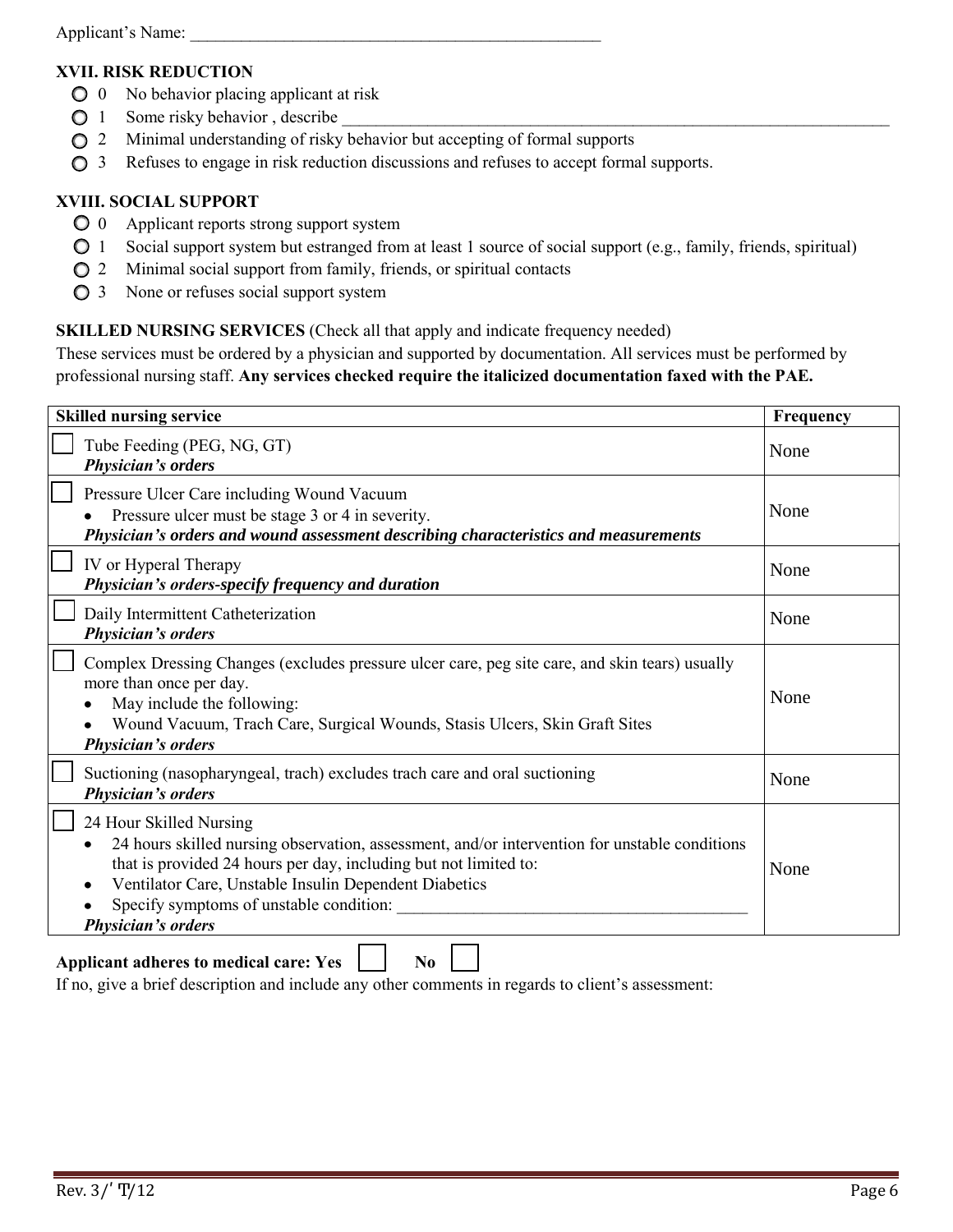Applicant's Name: ___________________________________________________

### XVII. RISK REDUCTION

- ○ 0 No behavior placing applicant at risk
- ○ 1 Some risky behavior , describe ___________________________________________________________________
- ○ 2 Minimal understanding of risky behavior but accepting of formal supports
- ○ 3 Refuses to engage in risk reduction discussions and refuses to accept formal supports.

### XVIII. SOCIAL SUPPORT

- ○ 0 Applicant reports strong support system
- ○ 1 Social support system but estranged from at least 1 source of social support (e.g., family, friends, spiritual)
- ○ 2 Minimal social support from family, friends, or spiritual contacts
- ○ 3 None or refuses social support system

**SKILLED NURSING SERVICES** (Check all that apply and indicate frequency needed)

These services must be ordered by a physician and supported by documentation. All services must be performed by professional nursing staff. **Any services checked require the italicized documentation faxed with the PAE.**

| Skilled nursing service | Frequency |
|---|---|
| ☐ Tube Feeding (PEG, NG, GT)<br>***Physician's orders*** | None |
| ☐ Pressure Ulcer Care including Wound Vacuum<br>• Pressure ulcer must be stage 3 or 4 in severity.<br>***Physician's orders and wound assessment describing characteristics and measurements*** | None |
| ☐ IV or Hyperal Therapy<br>***Physician's orders-specify frequency and duration*** | None |
| ☐ Daily Intermittent Catheterization<br>***Physician's orders*** | None |
| ☐ Complex Dressing Changes (excludes pressure ulcer care, peg site care, and skin tears) usually more than once per day.<br>• May include the following:<br>• Wound Vacuum, Trach Care, Surgical Wounds, Stasis Ulcers, Skin Graft Sites<br>***Physician's orders*** | None |
| ☐ Suctioning (nasopharyngeal, trach) excludes trach care and oral suctioning<br>***Physician's orders*** | None |
| ☐ 24 Hour Skilled Nursing<br>• 24 hours skilled nursing observation, assessment, and/or intervention for unstable conditions that is provided 24 hours per day, including but not limited to:<br>• Ventilator Care, Unstable Insulin Dependent Diabetics<br>• Specify symptoms of unstable condition: ________________________________________<br>***Physician's orders*** | None |

**Applicant adheres to medical care: Yes** ☐ **No** ☐

If no, give a brief description and include any other comments in regards to client's assessment: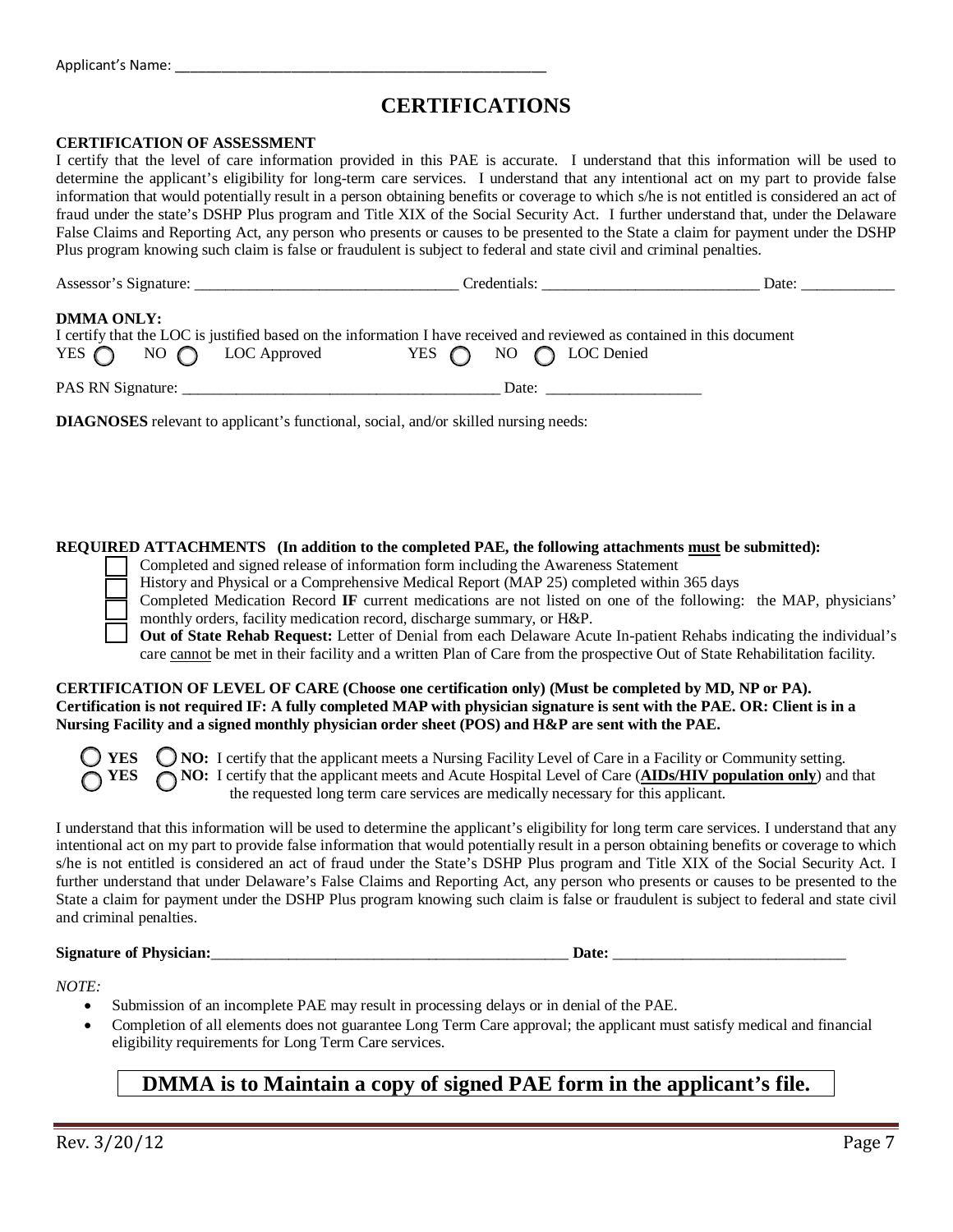Applicant's Name: ______________________________________________

# CERTIFICATIONS

**CERTIFICATION OF ASSESSMENT**

I certify that the level of care information provided in this PAE is accurate. I understand that this information will be used to determine the applicant's eligibility for long-term care services. I understand that any intentional act on my part to provide false information that would potentially result in a person obtaining benefits or coverage to which s/he is not entitled is considered an act of fraud under the state's DSHP Plus program and Title XIX of the Social Security Act. I further understand that, under the Delaware False Claims and Reporting Act, any person who presents or causes to be presented to the State a claim for payment under the DSHP Plus program knowing such claim is false or fraudulent is subject to federal and state civil and criminal penalties.

Assessor's Signature: _________________________________ Credentials: ___________________________ Date: ____________

**DMMA ONLY:**

I certify that the LOC is justified based on the information I have received and reviewed as contained in this document

YES ◯ NO ◯ LOC Approved YES ◯ NO ◯ LOC Denied

PAS RN Signature: _________________________________________ Date: ___________________

**DIAGNOSES** relevant to applicant's functional, social, and/or skilled nursing needs:

**REQUIRED ATTACHMENTS (In addition to the completed PAE, the following attachments must be submitted):**

- ☐ Completed and signed release of information form including the Awareness Statement
- ☐ History and Physical or a Comprehensive Medical Report (MAP 25) completed within 365 days
- ☐ Completed Medication Record **IF** current medications are not listed on one of the following: the MAP, physicians' monthly orders, facility medication record, discharge summary, or H&P.
- ☐ **Out of State Rehab Request:** Letter of Denial from each Delaware Acute In-patient Rehabs indicating the individual's care cannot be met in their facility and a written Plan of Care from the prospective Out of State Rehabilitation facility.

**CERTIFICATION OF LEVEL OF CARE (Choose one certification only) (Must be completed by MD, NP or PA). Certification is not required IF: A fully completed MAP with physician signature is sent with the PAE. OR: Client is in a Nursing Facility and a signed monthly physician order sheet (POS) and H&P are sent with the PAE.**

◯ **YES** ◯ **NO:** I certify that the applicant meets a Nursing Facility Level of Care in a Facility or Community setting.

◯ **YES** ◯ **NO:** I certify that the applicant meets and Acute Hospital Level of Care (**AIDs/HIV population only**) and that the requested long term care services are medically necessary for this applicant.

I understand that this information will be used to determine the applicant's eligibility for long term care services. I understand that any intentional act on my part to provide false information that would potentially result in a person obtaining benefits or coverage to which s/he is not entitled is considered an act of fraud under the State's DSHP Plus program and Title XIX of the Social Security Act. I further understand that under Delaware's False Claims and Reporting Act, any person who presents or causes to be presented to the State a claim for payment under the DSHP Plus program knowing such claim is false or fraudulent is subject to federal and state civil and criminal penalties.

**Signature of Physician:**_______________________________________________ **Date:** _____________________________

*NOTE:*

- Submission of an incomplete PAE may result in processing delays or in denial of the PAE.
- Completion of all elements does not guarantee Long Term Care approval; the applicant must satisfy medical and financial eligibility requirements for Long Term Care services.

**DMMA is to Maintain a copy of signed PAE form in the applicant's file.**

Rev. 3/20/12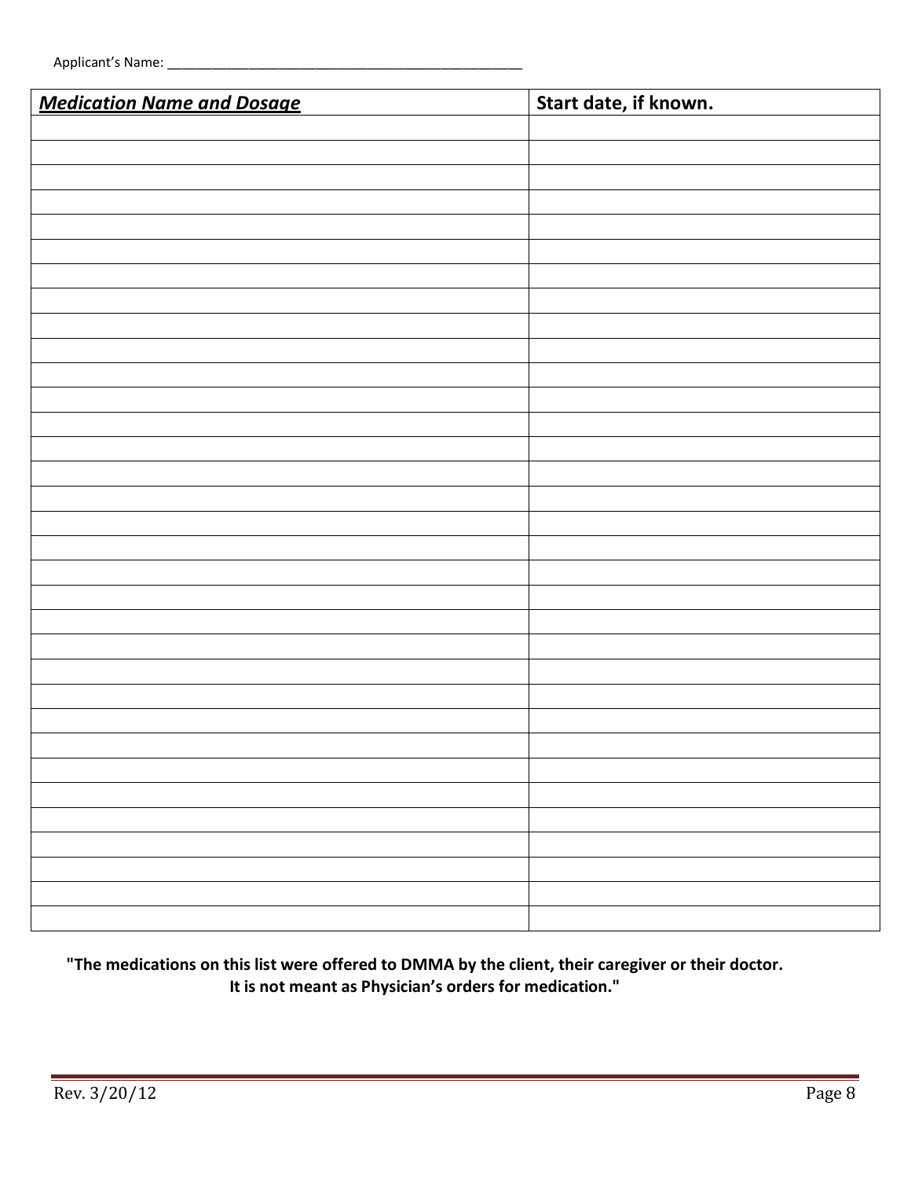Applicant's Name: _______________________________________________

| ***Medication Name and Dosage*** | **Start date, if known.** |
|---|---|
| | |
| | |
| | |
| | |
| | |
| | |
| | |
| | |
| | |
| | |
| | |
| | |
| | |
| | |
| | |
| | |
| | |
| | |
| | |
| | |
| | |
| | |
| | |
| | |
| | |
| | |
| | |
| | |
| | |
| | |
| | |
| | |
| | |
| | |

**"The medications on this list were offered to DMMA by the client, their caregiver or their doctor. It is not meant as Physician's orders for medication."**

Rev. 3/20/12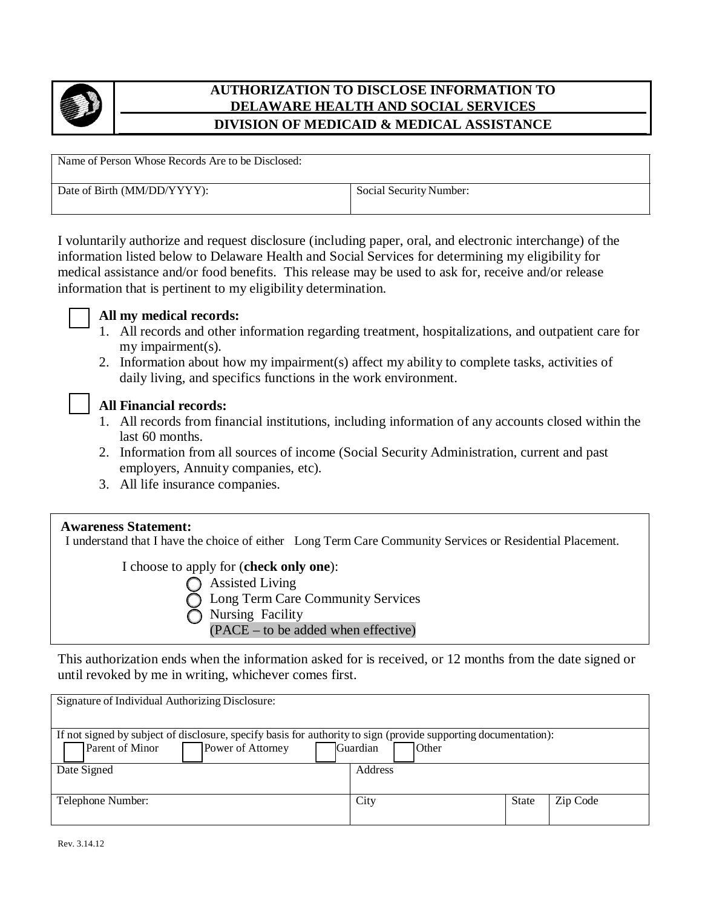# AUTHORIZATION TO DISCLOSE INFORMATION TO DELAWARE HEALTH AND SOCIAL SERVICES
## DIVISION OF MEDICAID & MEDICAL ASSISTANCE

| Name of Person Whose Records Are to be Disclosed: | |
|---|---|
| Date of Birth (MM/DD/YYYY): | Social Security Number: |

I voluntarily authorize and request disclosure (including paper, oral, and electronic interchange) of the information listed below to Delaware Health and Social Services for determining my eligibility for medical assistance and/or food benefits. This release may be used to ask for, receive and/or release information that is pertinent to my eligibility determination.

☐ **All my medical records:**

1. All records and other information regarding treatment, hospitalizations, and outpatient care for my impairment(s).
2. Information about how my impairment(s) affect my ability to complete tasks, activities of daily living, and specifics functions in the work environment.

☐ **All Financial records:**

1. All records from financial institutions, including information of any accounts closed within the last 60 months.
2. Information from all sources of income (Social Security Administration, current and past employers, Annuity companies, etc).
3. All life insurance companies.

**Awareness Statement:**
I understand that I have the choice of either Long Term Care Community Services or Residential Placement.

I choose to apply for (**check only one**):

- ○ Assisted Living
- ○ Long Term Care Community Services
- ○ Nursing Facility
- (PACE – to be added when effective)

This authorization ends when the information asked for is received, or 12 months from the date signed or until revoked by me in writing, whichever comes first.

| | | | |
|---|---|---|---|
| Signature of Individual Authorizing Disclosure: | | | |
| If not signed by subject of disclosure, specify basis for authority to sign (provide supporting documentation): ☐ Parent of Minor ☐ Power of Attorney ☐ Guardian ☐ Other | | | |
| Date Signed | Address | | |
| Telephone Number: | City | State | Zip Code |

Rev. 3.14.12